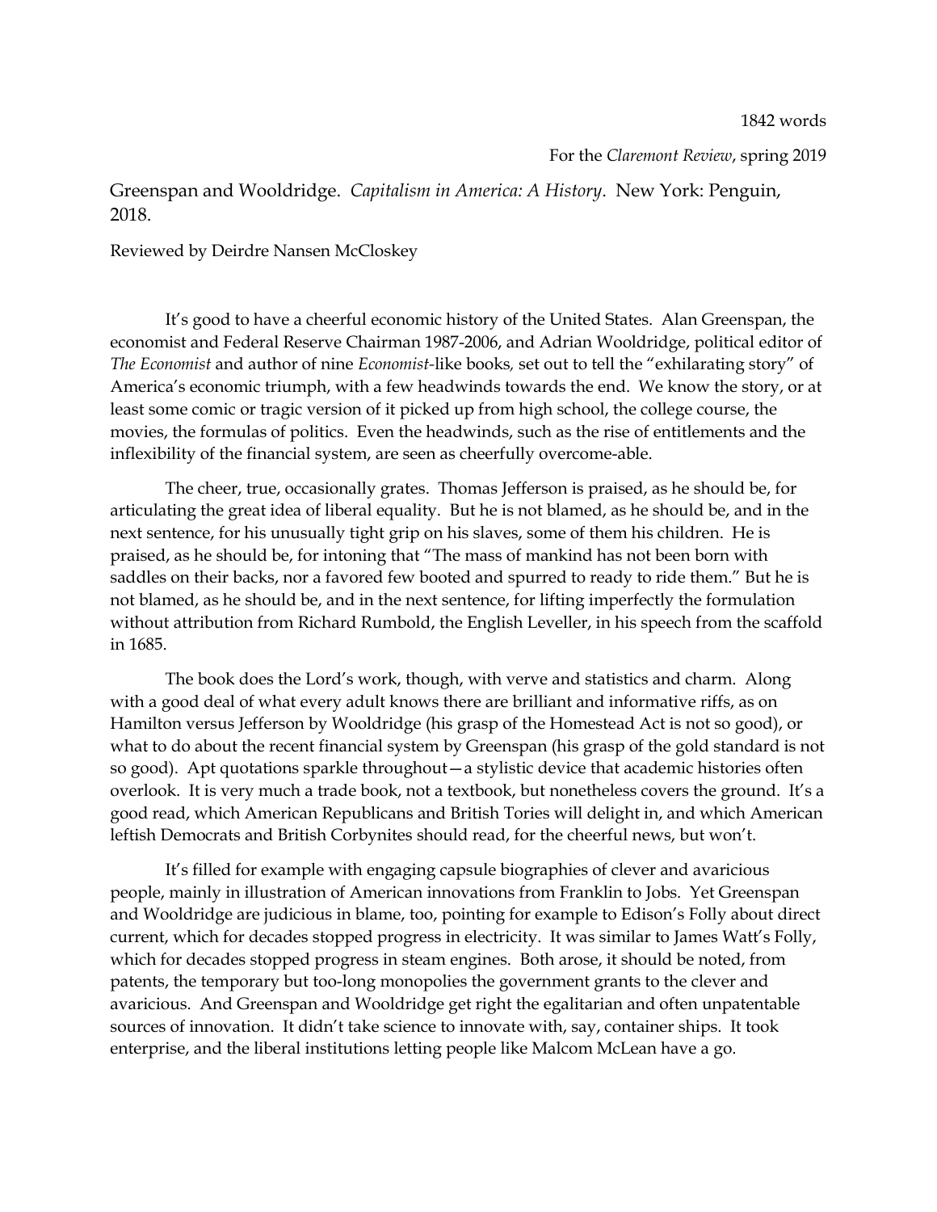1842 words

For the *Claremont Review*, spring 2019

Greenspan and Wooldridge. *Capitalism in America: A History*. New York: Penguin, 2018.

Reviewed by Deirdre Nansen McCloskey

It's good to have a cheerful economic history of the United States. Alan Greenspan, the economist and Federal Reserve Chairman 1987-2006, and Adrian Wooldridge, political editor of *The Economist* and author of nine *Economist*-like books, set out to tell the "exhilarating story" of America's economic triumph, with a few headwinds towards the end. We know the story, or at least some comic or tragic version of it picked up from high school, the college course, the movies, the formulas of politics. Even the headwinds, such as the rise of entitlements and the inflexibility of the financial system, are seen as cheerfully overcome-able.

The cheer, true, occasionally grates. Thomas Jefferson is praised, as he should be, for articulating the great idea of liberal equality. But he is not blamed, as he should be, and in the next sentence, for his unusually tight grip on his slaves, some of them his children. He is praised, as he should be, for intoning that "The mass of mankind has not been born with saddles on their backs, nor a favored few booted and spurred to ready to ride them." But he is not blamed, as he should be, and in the next sentence, for lifting imperfectly the formulation without attribution from Richard Rumbold, the English Leveller, in his speech from the scaffold in 1685.

The book does the Lord's work, though, with verve and statistics and charm. Along with a good deal of what every adult knows there are brilliant and informative riffs, as on Hamilton versus Jefferson by Wooldridge (his grasp of the Homestead Act is not so good), or what to do about the recent financial system by Greenspan (his grasp of the gold standard is not so good). Apt quotations sparkle throughout—a stylistic device that academic histories often overlook. It is very much a trade book, not a textbook, but nonetheless covers the ground. It's a good read, which American Republicans and British Tories will delight in, and which American leftish Democrats and British Corbynites should read, for the cheerful news, but won't.

It's filled for example with engaging capsule biographies of clever and avaricious people, mainly in illustration of American innovations from Franklin to Jobs. Yet Greenspan and Wooldridge are judicious in blame, too, pointing for example to Edison's Folly about direct current, which for decades stopped progress in electricity. It was similar to James Watt's Folly, which for decades stopped progress in steam engines. Both arose, it should be noted, from patents, the temporary but too-long monopolies the government grants to the clever and avaricious. And Greenspan and Wooldridge get right the egalitarian and often unpatentable sources of innovation. It didn't take science to innovate with, say, container ships. It took enterprise, and the liberal institutions letting people like Malcom McLean have a go.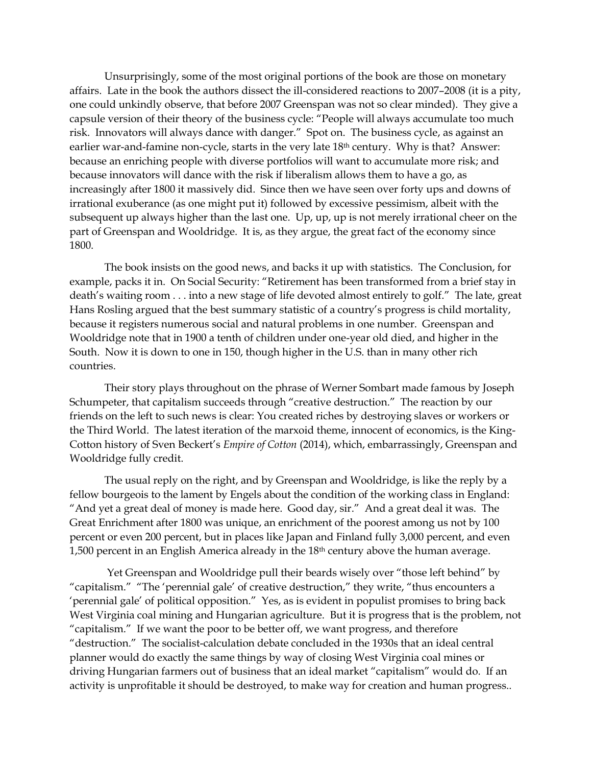Unsurprisingly, some of the most original portions of the book are those on monetary affairs. Late in the book the authors dissect the ill-considered reactions to 2007–2008 (it is a pity, one could unkindly observe, that before 2007 Greenspan was not so clear minded). They give a capsule version of their theory of the business cycle: "People will always accumulate too much risk. Innovators will always dance with danger." Spot on. The business cycle, as against an earlier war-and-famine non-cycle, starts in the very late 18th century. Why is that? Answer: because an enriching people with diverse portfolios will want to accumulate more risk; and because innovators will dance with the risk if liberalism allows them to have a go, as increasingly after 1800 it massively did. Since then we have seen over forty ups and downs of irrational exuberance (as one might put it) followed by excessive pessimism, albeit with the subsequent up always higher than the last one. Up, up, up is not merely irrational cheer on the part of Greenspan and Wooldridge. It is, as they argue, the great fact of the economy since 1800.

The book insists on the good news, and backs it up with statistics. The Conclusion, for example, packs it in. On Social Security: "Retirement has been transformed from a brief stay in death's waiting room . . . into a new stage of life devoted almost entirely to golf." The late, great Hans Rosling argued that the best summary statistic of a country's progress is child mortality, because it registers numerous social and natural problems in one number. Greenspan and Wooldridge note that in 1900 a tenth of children under one-year old died, and higher in the South. Now it is down to one in 150, though higher in the U.S. than in many other rich countries.

Their story plays throughout on the phrase of Werner Sombart made famous by Joseph Schumpeter, that capitalism succeeds through "creative destruction." The reaction by our friends on the left to such news is clear: You created riches by destroying slaves or workers or the Third World. The latest iteration of the marxoid theme, innocent of economics, is the King-Cotton history of Sven Beckert's *Empire of Cotton* (2014), which, embarrassingly, Greenspan and Wooldridge fully credit.

The usual reply on the right, and by Greenspan and Wooldridge, is like the reply by a fellow bourgeois to the lament by Engels about the condition of the working class in England: "And yet a great deal of money is made here. Good day, sir." And a great deal it was. The Great Enrichment after 1800 was unique, an enrichment of the poorest among us not by 100 percent or even 200 percent, but in places like Japan and Finland fully 3,000 percent, and even 1,500 percent in an English America already in the 18th century above the human average.

Yet Greenspan and Wooldridge pull their beards wisely over "those left behind" by "capitalism." "The 'perennial gale' of creative destruction," they write, "thus encounters a 'perennial gale' of political opposition." Yes, as is evident in populist promises to bring back West Virginia coal mining and Hungarian agriculture. But it is progress that is the problem, not "capitalism." If we want the poor to be better off, we want progress, and therefore "destruction." The socialist-calculation debate concluded in the 1930s that an ideal central planner would do exactly the same things by way of closing West Virginia coal mines or driving Hungarian farmers out of business that an ideal market "capitalism" would do. If an activity is unprofitable it should be destroyed, to make way for creation and human progress..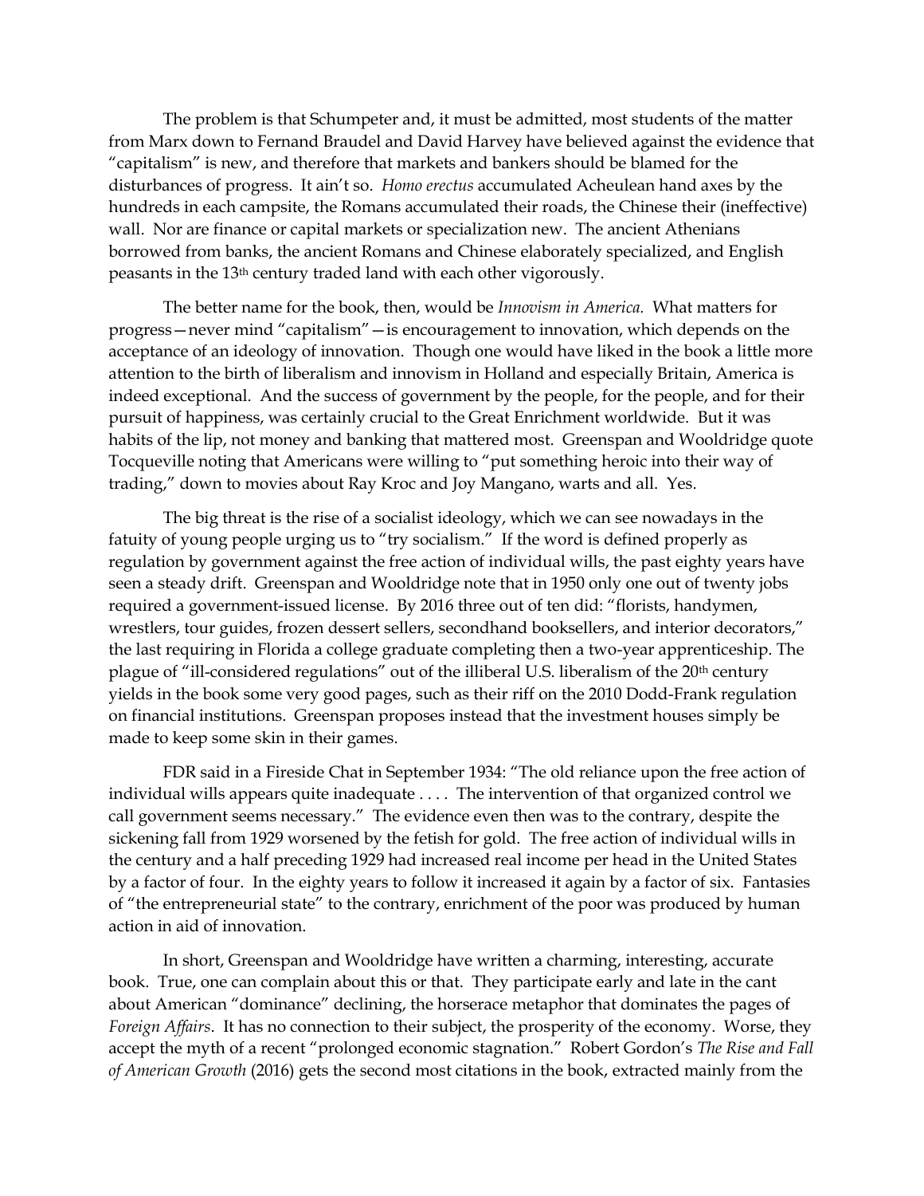The problem is that Schumpeter and, it must be admitted, most students of the matter from Marx down to Fernand Braudel and David Harvey have believed against the evidence that "capitalism" is new, and therefore that markets and bankers should be blamed for the disturbances of progress. It ain't so. *Homo erectus* accumulated Acheulean hand axes by the hundreds in each campsite, the Romans accumulated their roads, the Chinese their (ineffective) wall. Nor are finance or capital markets or specialization new. The ancient Athenians borrowed from banks, the ancient Romans and Chinese elaborately specialized, and English peasants in the 13th century traded land with each other vigorously.

The better name for the book, then, would be *Innovism in America.* What matters for progress—never mind "capitalism"—is encouragement to innovation, which depends on the acceptance of an ideology of innovation. Though one would have liked in the book a little more attention to the birth of liberalism and innovism in Holland and especially Britain, America is indeed exceptional. And the success of government by the people, for the people, and for their pursuit of happiness, was certainly crucial to the Great Enrichment worldwide. But it was habits of the lip, not money and banking that mattered most. Greenspan and Wooldridge quote Tocqueville noting that Americans were willing to "put something heroic into their way of trading," down to movies about Ray Kroc and Joy Mangano, warts and all. Yes.

The big threat is the rise of a socialist ideology, which we can see nowadays in the fatuity of young people urging us to "try socialism." If the word is defined properly as regulation by government against the free action of individual wills, the past eighty years have seen a steady drift. Greenspan and Wooldridge note that in 1950 only one out of twenty jobs required a government-issued license. By 2016 three out of ten did: "florists, handymen, wrestlers, tour guides, frozen dessert sellers, secondhand booksellers, and interior decorators," the last requiring in Florida a college graduate completing then a two-year apprenticeship. The plague of "ill-considered regulations" out of the illiberal U.S. liberalism of the 20th century yields in the book some very good pages, such as their riff on the 2010 Dodd-Frank regulation on financial institutions. Greenspan proposes instead that the investment houses simply be made to keep some skin in their games.

FDR said in a Fireside Chat in September 1934: "The old reliance upon the free action of individual wills appears quite inadequate . . . . The intervention of that organized control we call government seems necessary." The evidence even then was to the contrary, despite the sickening fall from 1929 worsened by the fetish for gold. The free action of individual wills in the century and a half preceding 1929 had increased real income per head in the United States by a factor of four. In the eighty years to follow it increased it again by a factor of six. Fantasies of "the entrepreneurial state" to the contrary, enrichment of the poor was produced by human action in aid of innovation.

In short, Greenspan and Wooldridge have written a charming, interesting, accurate book. True, one can complain about this or that. They participate early and late in the cant about American "dominance" declining, the horserace metaphor that dominates the pages of *Foreign Affairs*. It has no connection to their subject, the prosperity of the economy. Worse, they accept the myth of a recent "prolonged economic stagnation." Robert Gordon's *The Rise and Fall of American Growth* (2016) gets the second most citations in the book, extracted mainly from the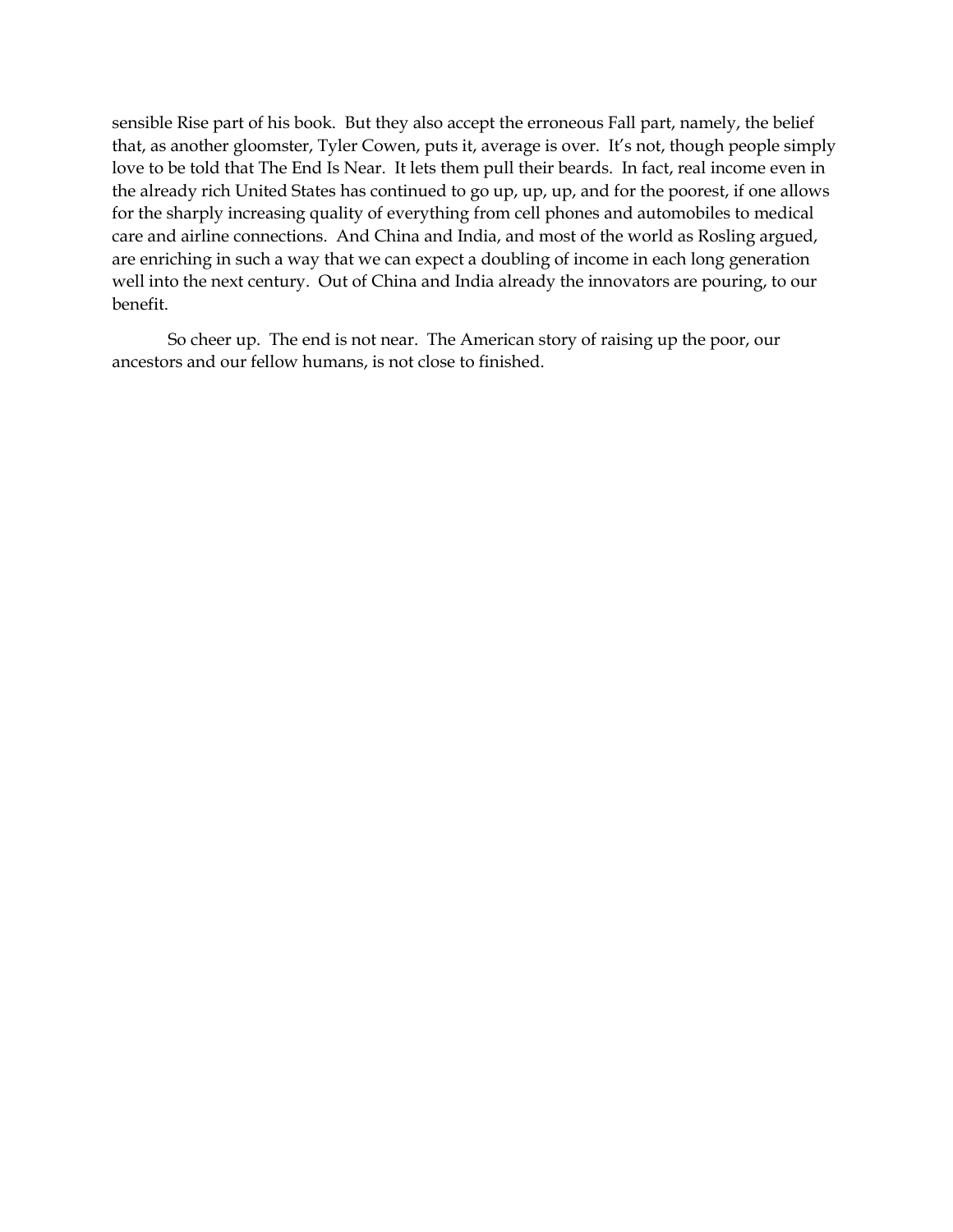sensible Rise part of his book. But they also accept the erroneous Fall part, namely, the belief that, as another gloomster, Tyler Cowen, puts it, average is over. It's not, though people simply love to be told that The End Is Near. It lets them pull their beards. In fact, real income even in the already rich United States has continued to go up, up, up, and for the poorest, if one allows for the sharply increasing quality of everything from cell phones and automobiles to medical care and airline connections. And China and India, and most of the world as Rosling argued, are enriching in such a way that we can expect a doubling of income in each long generation well into the next century. Out of China and India already the innovators are pouring, to our benefit.

So cheer up. The end is not near. The American story of raising up the poor, our ancestors and our fellow humans, is not close to finished.